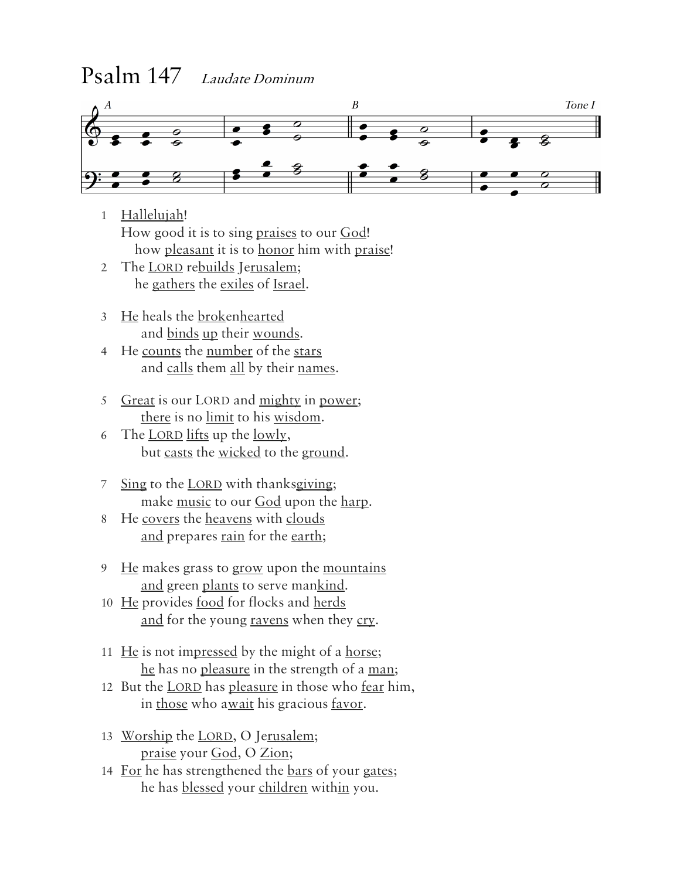# Psalm 147 *Laudate Dominum*

*A* *B* *Tone I*

1 Hallelujah!
How good it is to sing praises to our God!
how pleasant it is to honor him with praise!

2 The LORD rebuilds Jerusalem;
he gathers the exiles of Israel.

3 He heals the brokenhearted
and binds up their wounds.

4 He counts the number of the stars
and calls them all by their names.

5 Great is our LORD and mighty in power;
there is no limit to his wisdom.

6 The LORD lifts up the lowly,
but casts the wicked to the ground.

7 Sing to the LORD with thanksgiving;
make music to our God upon the harp.

8 He covers the heavens with clouds
and prepares rain for the earth;

9 He makes grass to grow upon the mountains
and green plants to serve mankind.

10 He provides food for flocks and herds
and for the young ravens when they cry.

11 He is not impressed by the might of a horse;
he has no pleasure in the strength of a man;

12 But the LORD has pleasure in those who fear him,
in those who await his gracious favor.

13 Worship the LORD, O Jerusalem;
praise your God, O Zion;

14 For he has strengthened the bars of your gates;
he has blessed your children within you.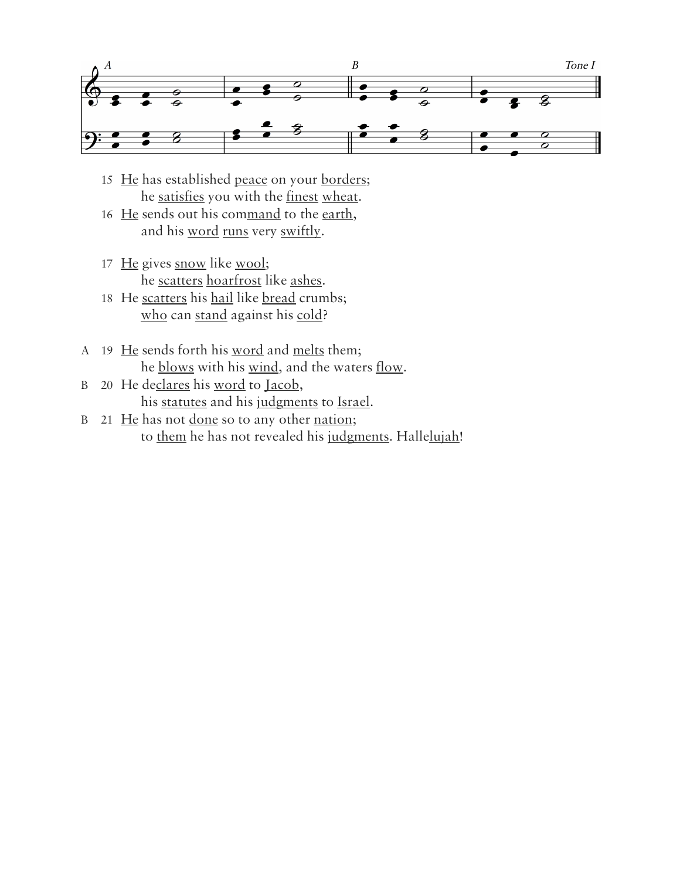*A* *B* *Tone I*

15 He has established peace on your borders;
he satisfies you with the finest wheat.
16 He sends out his command to the earth,
and his word runs very swiftly.

17 He gives snow like wool;
he scatters hoarfrost like ashes.
18 He scatters his hail like bread crumbs;
who can stand against his cold?

A 19 He sends forth his word and melts them;
he blows with his wind, and the waters flow.
B 20 He declares his word to Jacob,
his statutes and his judgments to Israel.
B 21 He has not done so to any other nation;
to them he has not revealed his judgments. Hallelujah!